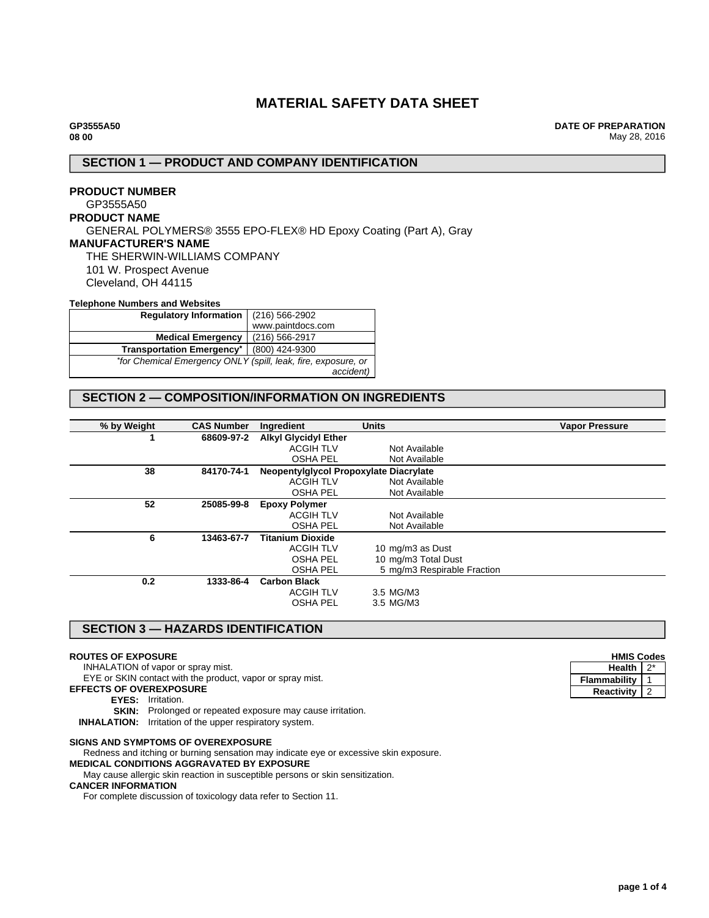# MATERIAL SAFETY DATA SHEET

**GP3555A50**
**08 00**

**DATE OF PREPARATION**
May 28, 2016

## SECTION 1 — PRODUCT AND COMPANY IDENTIFICATION

**PRODUCT NUMBER**
GP3555A50

**PRODUCT NAME**
GENERAL POLYMERS® 3555 EPO-FLEX® HD Epoxy Coating (Part A), Gray

**MANUFACTURER'S NAME**
THE SHERWIN-WILLIAMS COMPANY
101 W. Prospect Avenue
Cleveland, OH 44115

**Telephone Numbers and Websites**

| | |
|---|---|
| **Regulatory Information** | (216) 566-2902<br>www.paintdocs.com |
| **Medical Emergency** | (216) 566-2917 |
| **Transportation Emergency*** | (800) 424-9300 |
| *\*for Chemical Emergency ONLY (spill, leak, fire, exposure, or accident)* | |

## SECTION 2 — COMPOSITION/INFORMATION ON INGREDIENTS

| % by Weight | CAS Number | Ingredient | Units | Vapor Pressure |
|---|---|---|---|---|
| 1 | 68609-97-2 | **Alkyl Glycidyl Ether** | | |
| | | ACGIH TLV | Not Available | |
| | | OSHA PEL | Not Available | |
| 38 | 84170-74-1 | **Neopentylglycol Propoxylate Diacrylate** | | |
| | | ACGIH TLV | Not Available | |
| | | OSHA PEL | Not Available | |
| 52 | 25085-99-8 | **Epoxy Polymer** | | |
| | | ACGIH TLV | Not Available | |
| | | OSHA PEL | Not Available | |
| 6 | 13463-67-7 | **Titanium Dioxide** | | |
| | | ACGIH TLV | 10 mg/m3 as Dust | |
| | | OSHA PEL | 10 mg/m3 Total Dust | |
| | | OSHA PEL | 5 mg/m3 Respirable Fraction | |
| 0.2 | 1333-86-4 | **Carbon Black** | | |
| | | ACGIH TLV | 3.5 MG/M3 | |
| | | OSHA PEL | 3.5 MG/M3 | |

## SECTION 3 — HAZARDS IDENTIFICATION

**HMIS Codes**

| | |
|---|---|
| **Health** | 2* |
| **Flammability** | 1 |
| **Reactivity** | 2 |

**ROUTES OF EXPOSURE**
INHALATION of vapor or spray mist.
EYE or SKIN contact with the product, vapor or spray mist.

**EFFECTS OF OVEREXPOSURE**
**EYES:** Irritation.
**SKIN:** Prolonged or repeated exposure may cause irritation.
**INHALATION:** Irritation of the upper respiratory system.

**SIGNS AND SYMPTOMS OF OVEREXPOSURE**
Redness and itching or burning sensation may indicate eye or excessive skin exposure.

**MEDICAL CONDITIONS AGGRAVATED BY EXPOSURE**
May cause allergic skin reaction in susceptible persons or skin sensitization.

**CANCER INFORMATION**
For complete discussion of toxicology data refer to Section 11.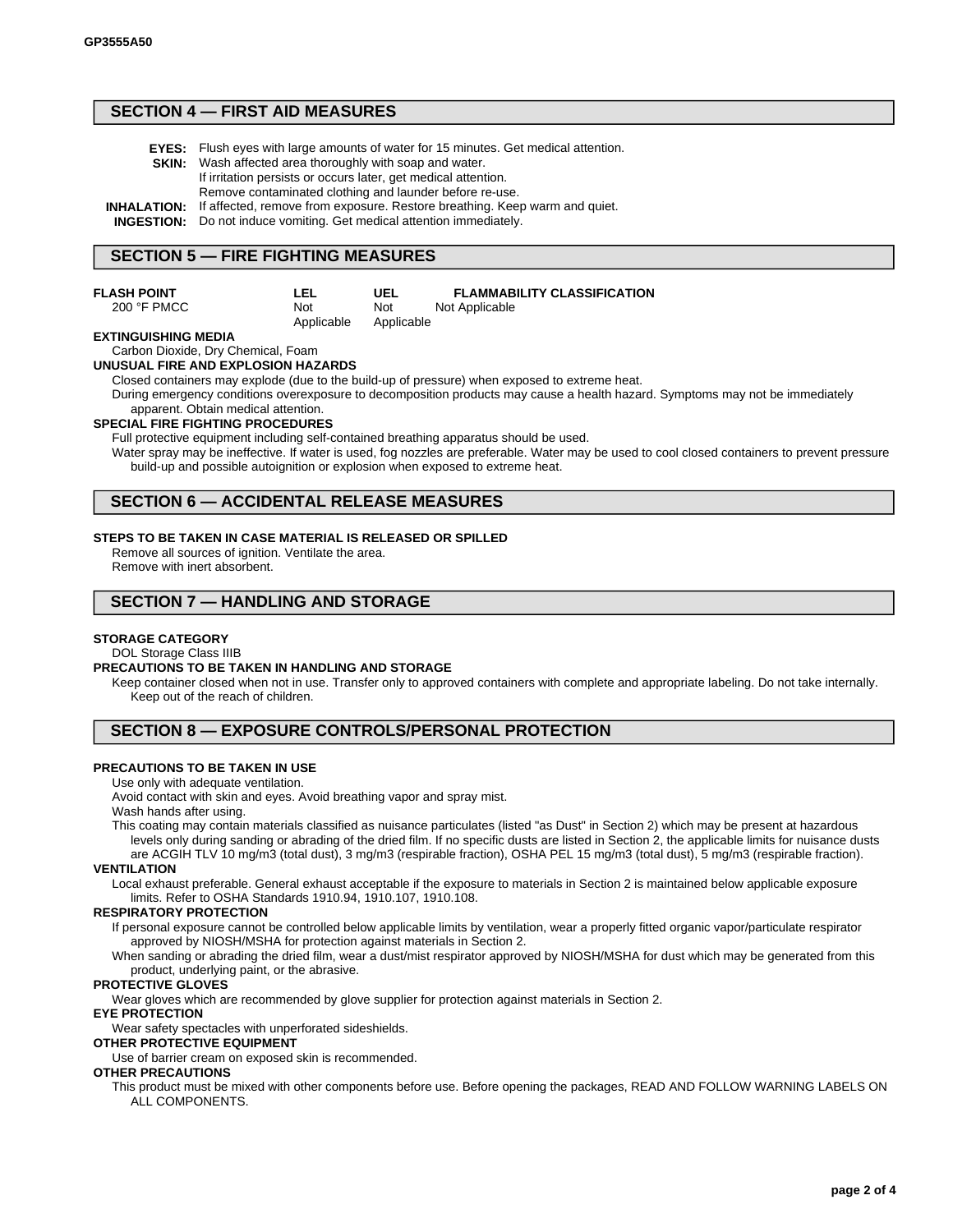## SECTION 4 — FIRST AID MEASURES

**EYES:** Flush eyes with large amounts of water for 15 minutes. Get medical attention.
**SKIN:** Wash affected area thoroughly with soap and water.
If irritation persists or occurs later, get medical attention.
Remove contaminated clothing and launder before re-use.
**INHALATION:** If affected, remove from exposure. Restore breathing. Keep warm and quiet.
**INGESTION:** Do not induce vomiting. Get medical attention immediately.

## SECTION 5 — FIRE FIGHTING MEASURES

| FLASH POINT | LEL | UEL | FLAMMABILITY CLASSIFICATION |
|---|---|---|---|
| 200 °F PMCC | Not Applicable | Not Applicable | Not Applicable |

**EXTINGUISHING MEDIA**
Carbon Dioxide, Dry Chemical, Foam

**UNUSUAL FIRE AND EXPLOSION HAZARDS**
Closed containers may explode (due to the build-up of pressure) when exposed to extreme heat.
During emergency conditions overexposure to decomposition products may cause a health hazard. Symptoms may not be immediately apparent. Obtain medical attention.

**SPECIAL FIRE FIGHTING PROCEDURES**
Full protective equipment including self-contained breathing apparatus should be used.
Water spray may be ineffective. If water is used, fog nozzles are preferable. Water may be used to cool closed containers to prevent pressure build-up and possible autoignition or explosion when exposed to extreme heat.

## SECTION 6 — ACCIDENTAL RELEASE MEASURES

**STEPS TO BE TAKEN IN CASE MATERIAL IS RELEASED OR SPILLED**
Remove all sources of ignition. Ventilate the area.
Remove with inert absorbent.

## SECTION 7 — HANDLING AND STORAGE

**STORAGE CATEGORY**
DOL Storage Class IIIB

**PRECAUTIONS TO BE TAKEN IN HANDLING AND STORAGE**
Keep container closed when not in use. Transfer only to approved containers with complete and appropriate labeling. Do not take internally. Keep out of the reach of children.

## SECTION 8 — EXPOSURE CONTROLS/PERSONAL PROTECTION

**PRECAUTIONS TO BE TAKEN IN USE**
Use only with adequate ventilation.
Avoid contact with skin and eyes. Avoid breathing vapor and spray mist.
Wash hands after using.
This coating may contain materials classified as nuisance particulates (listed "as Dust" in Section 2) which may be present at hazardous levels only during sanding or abrading of the dried film. If no specific dusts are listed in Section 2, the applicable limits for nuisance dusts are ACGIH TLV 10 mg/m3 (total dust), 3 mg/m3 (respirable fraction), OSHA PEL 15 mg/m3 (total dust), 5 mg/m3 (respirable fraction).

**VENTILATION**
Local exhaust preferable. General exhaust acceptable if the exposure to materials in Section 2 is maintained below applicable exposure limits. Refer to OSHA Standards 1910.94, 1910.107, 1910.108.

**RESPIRATORY PROTECTION**
If personal exposure cannot be controlled below applicable limits by ventilation, wear a properly fitted organic vapor/particulate respirator approved by NIOSH/MSHA for protection against materials in Section 2.
When sanding or abrading the dried film, wear a dust/mist respirator approved by NIOSH/MSHA for dust which may be generated from this product, underlying paint, or the abrasive.

**PROTECTIVE GLOVES**
Wear gloves which are recommended by glove supplier for protection against materials in Section 2.

**EYE PROTECTION**
Wear safety spectacles with unperforated sideshields.

**OTHER PROTECTIVE EQUIPMENT**
Use of barrier cream on exposed skin is recommended.

**OTHER PRECAUTIONS**
This product must be mixed with other components before use. Before opening the packages, READ AND FOLLOW WARNING LABELS ON ALL COMPONENTS.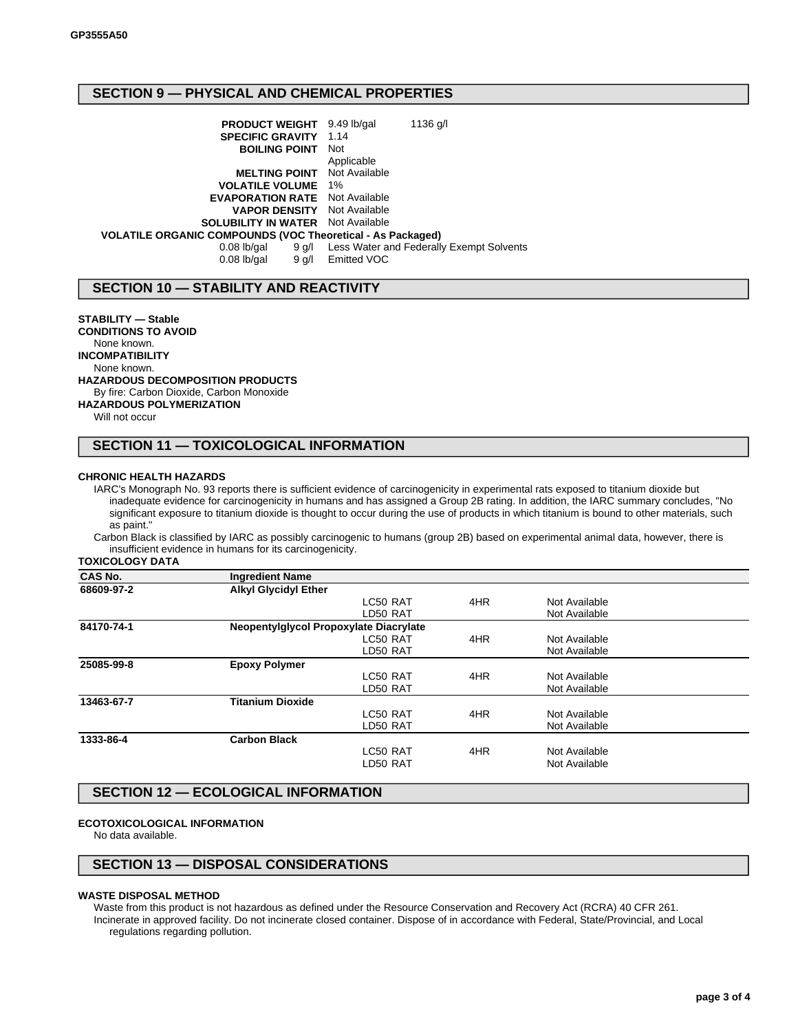## SECTION 9 — PHYSICAL AND CHEMICAL PROPERTIES

| | | |
|---|---|---|
| **PRODUCT WEIGHT** | 9.49 lb/gal | 1136 g/l |
| **SPECIFIC GRAVITY** | 1.14 | |
| **BOILING POINT** | Not Applicable | |
| **MELTING POINT** | Not Available | |
| **VOLATILE VOLUME** | 1% | |
| **EVAPORATION RATE** | Not Available | |
| **VAPOR DENSITY** | Not Available | |
| **SOLUBILITY IN WATER** | Not Available | |

**VOLATILE ORGANIC COMPOUNDS (VOC Theoretical - As Packaged)**

| | | |
|---|---|---|
| 0.08 lb/gal | 9 g/l | Less Water and Federally Exempt Solvents |
| 0.08 lb/gal | 9 g/l | Emitted VOC |

## SECTION 10 — STABILITY AND REACTIVITY

**STABILITY — Stable**

**CONDITIONS TO AVOID**

None known.

**INCOMPATIBILITY**

None known.

**HAZARDOUS DECOMPOSITION PRODUCTS**

By fire: Carbon Dioxide, Carbon Monoxide

**HAZARDOUS POLYMERIZATION**

Will not occur

## SECTION 11 — TOXICOLOGICAL INFORMATION

**CHRONIC HEALTH HAZARDS**

IARC's Monograph No. 93 reports there is sufficient evidence of carcinogenicity in experimental rats exposed to titanium dioxide but inadequate evidence for carcinogenicity in humans and has assigned a Group 2B rating. In addition, the IARC summary concludes, "No significant exposure to titanium dioxide is thought to occur during the use of products in which titanium is bound to other materials, such as paint."

Carbon Black is classified by IARC as possibly carcinogenic to humans (group 2B) based on experimental animal data, however, there is insufficient evidence in humans for its carcinogenicity.

**TOXICOLOGY DATA**

| CAS No. | Ingredient Name | | | |
|---|---|---|---|---|
| **68609-97-2** | **Alkyl Glycidyl Ether** | | | |
| | | LC50 RAT | 4HR | Not Available |
| | | LD50 RAT | | Not Available |
| **84170-74-1** | **Neopentylglycol Propoxylate Diacrylate** | | | |
| | | LC50 RAT | 4HR | Not Available |
| | | LD50 RAT | | Not Available |
| **25085-99-8** | **Epoxy Polymer** | | | |
| | | LC50 RAT | 4HR | Not Available |
| | | LD50 RAT | | Not Available |
| **13463-67-7** | **Titanium Dioxide** | | | |
| | | LC50 RAT | 4HR | Not Available |
| | | LD50 RAT | | Not Available |
| **1333-86-4** | **Carbon Black** | | | |
| | | LC50 RAT | 4HR | Not Available |
| | | LD50 RAT | | Not Available |

## SECTION 12 — ECOLOGICAL INFORMATION

**ECOTOXICOLOGICAL INFORMATION**

No data available.

## SECTION 13 — DISPOSAL CONSIDERATIONS

**WASTE DISPOSAL METHOD**

Waste from this product is not hazardous as defined under the Resource Conservation and Recovery Act (RCRA) 40 CFR 261.

Incinerate in approved facility. Do not incinerate closed container. Dispose of in accordance with Federal, State/Provincial, and Local regulations regarding pollution.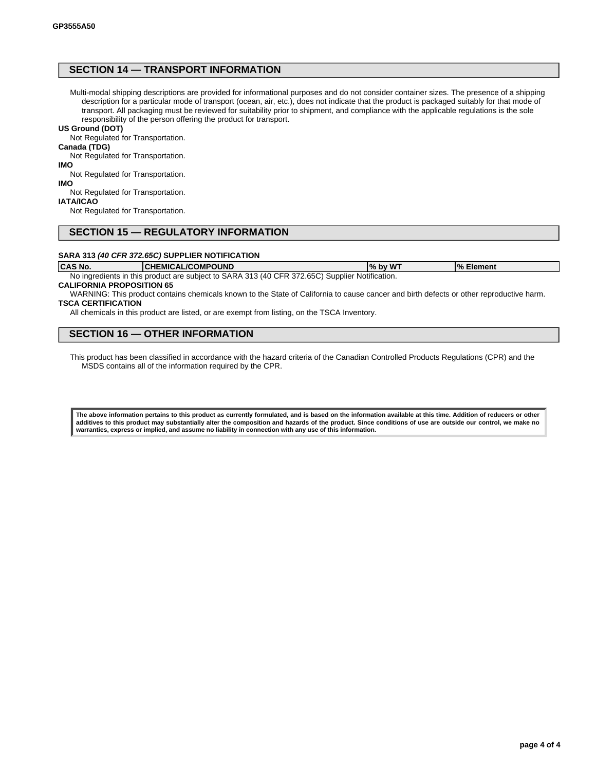## SECTION 14 — TRANSPORT INFORMATION

Multi-modal shipping descriptions are provided for informational purposes and do not consider container sizes. The presence of a shipping description for a particular mode of transport (ocean, air, etc.), does not indicate that the product is packaged suitably for that mode of transport. All packaging must be reviewed for suitability prior to shipment, and compliance with the applicable regulations is the sole responsibility of the person offering the product for transport.

**US Ground (DOT)**

Not Regulated for Transportation.

**Canada (TDG)**

Not Regulated for Transportation.

**IMO**

Not Regulated for Transportation.

**IMO**

Not Regulated for Transportation.

**IATA/ICAO**

Not Regulated for Transportation.

## SECTION 15 — REGULATORY INFORMATION

**SARA 313 *(40 CFR 372.65C)* SUPPLIER NOTIFICATION**

| CAS No. | CHEMICAL/COMPOUND | % by WT | % Element |
|---|---|---|---|

No ingredients in this product are subject to SARA 313 (40 CFR 372.65C) Supplier Notification.

**CALIFORNIA PROPOSITION 65**

WARNING: This product contains chemicals known to the State of California to cause cancer and birth defects or other reproductive harm.

**TSCA CERTIFICATION**

All chemicals in this product are listed, or are exempt from listing, on the TSCA Inventory.

## SECTION 16 — OTHER INFORMATION

This product has been classified in accordance with the hazard criteria of the Canadian Controlled Products Regulations (CPR) and the MSDS contains all of the information required by the CPR.

**The above information pertains to this product as currently formulated, and is based on the information available at this time. Addition of reducers or other additives to this product may substantially alter the composition and hazards of the product. Since conditions of use are outside our control, we make no warranties, express or implied, and assume no liability in connection with any use of this information.**